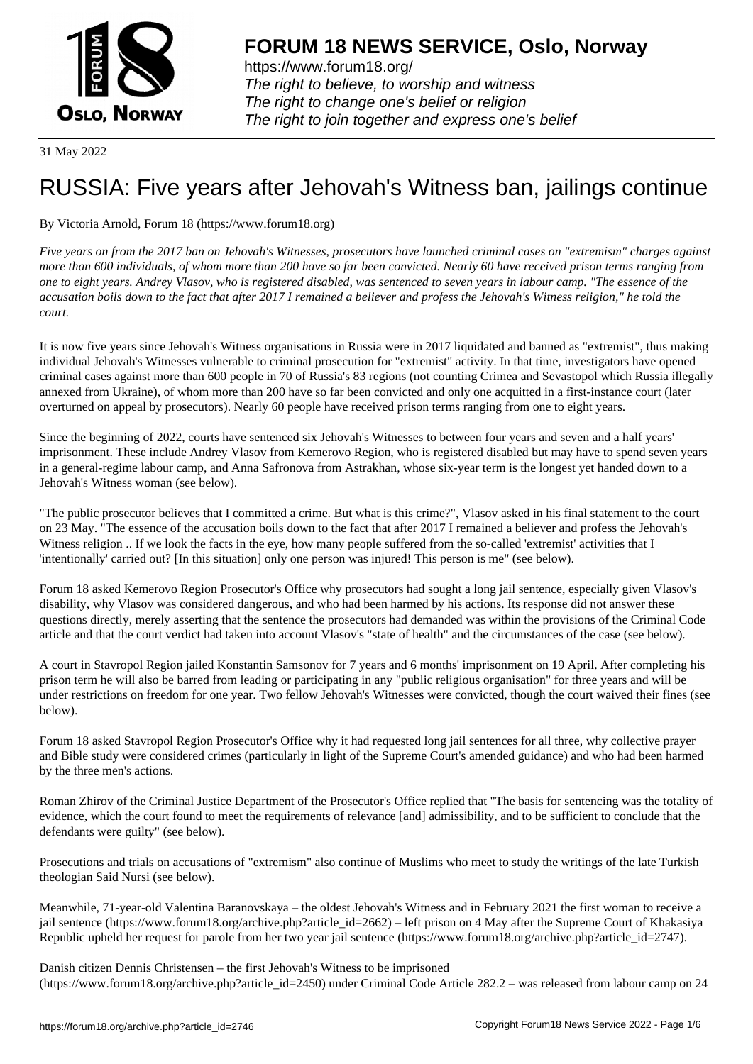# FORUM 18 NEWS SERVICE, Oslo, Norway

https://www.forum18.org/
*The right to believe, to worship and witness*
*The right to change one's belief or religion*
*The right to join together and express one's belief*

31 May 2022

# RUSSIA: Five years after Jehovah's Witness ban, jailings continue

By Victoria Arnold, Forum 18 (https://www.forum18.org)

*Five years on from the 2017 ban on Jehovah's Witnesses, prosecutors have launched criminal cases on "extremism" charges against more than 600 individuals, of whom more than 200 have so far been convicted. Nearly 60 have received prison terms ranging from one to eight years. Andrey Vlasov, who is registered disabled, was sentenced to seven years in labour camp. "The essence of the accusation boils down to the fact that after 2017 I remained a believer and profess the Jehovah's Witness religion," he told the court.*

It is now five years since Jehovah's Witness organisations in Russia were in 2017 liquidated and banned as "extremist", thus making individual Jehovah's Witnesses vulnerable to criminal prosecution for "extremist" activity. In that time, investigators have opened criminal cases against more than 600 people in 70 of Russia's 83 regions (not counting Crimea and Sevastopol which Russia illegally annexed from Ukraine), of whom more than 200 have so far been convicted and only one acquitted in a first-instance court (later overturned on appeal by prosecutors). Nearly 60 people have received prison terms ranging from one to eight years.

Since the beginning of 2022, courts have sentenced six Jehovah's Witnesses to between four years and seven and a half years' imprisonment. These include Andrey Vlasov from Kemerovo Region, who is registered disabled but may have to spend seven years in a general-regime labour camp, and Anna Safronova from Astrakhan, whose six-year term is the longest yet handed down to a Jehovah's Witness woman (see below).

"The public prosecutor believes that I committed a crime. But what is this crime?", Vlasov asked in his final statement to the court on 23 May. "The essence of the accusation boils down to the fact that after 2017 I remained a believer and profess the Jehovah's Witness religion .. If we look the facts in the eye, how many people suffered from the so-called 'extremist' activities that I 'intentionally' carried out? [In this situation] only one person was injured! This person is me" (see below).

Forum 18 asked Kemerovo Region Prosecutor's Office why prosecutors had sought a long jail sentence, especially given Vlasov's disability, why Vlasov was considered dangerous, and who had been harmed by his actions. Its response did not answer these questions directly, merely asserting that the sentence the prosecutors had demanded was within the provisions of the Criminal Code article and that the court verdict had taken into account Vlasov's "state of health" and the circumstances of the case (see below).

A court in Stavropol Region jailed Konstantin Samsonov for 7 years and 6 months' imprisonment on 19 April. After completing his prison term he will also be barred from leading or participating in any "public religious organisation" for three years and will be under restrictions on freedom for one year. Two fellow Jehovah's Witnesses were convicted, though the court waived their fines (see below).

Forum 18 asked Stavropol Region Prosecutor's Office why it had requested long jail sentences for all three, why collective prayer and Bible study were considered crimes (particularly in light of the Supreme Court's amended guidance) and who had been harmed by the three men's actions.

Roman Zhirov of the Criminal Justice Department of the Prosecutor's Office replied that "The basis for sentencing was the totality of evidence, which the court found to meet the requirements of relevance [and] admissibility, and to be sufficient to conclude that the defendants were guilty" (see below).

Prosecutions and trials on accusations of "extremism" also continue of Muslims who meet to study the writings of the late Turkish theologian Said Nursi (see below).

Meanwhile, 71-year-old Valentina Baranovskaya – the oldest Jehovah's Witness and in February 2021 the first woman to receive a jail sentence (https://www.forum18.org/archive.php?article_id=2662) – left prison on 4 May after the Supreme Court of Khakasiya Republic upheld her request for parole from her two year jail sentence (https://www.forum18.org/archive.php?article_id=2747).

Danish citizen Dennis Christensen – the first Jehovah's Witness to be imprisoned (https://www.forum18.org/archive.php?article_id=2450) under Criminal Code Article 282.2 – was released from labour camp on 24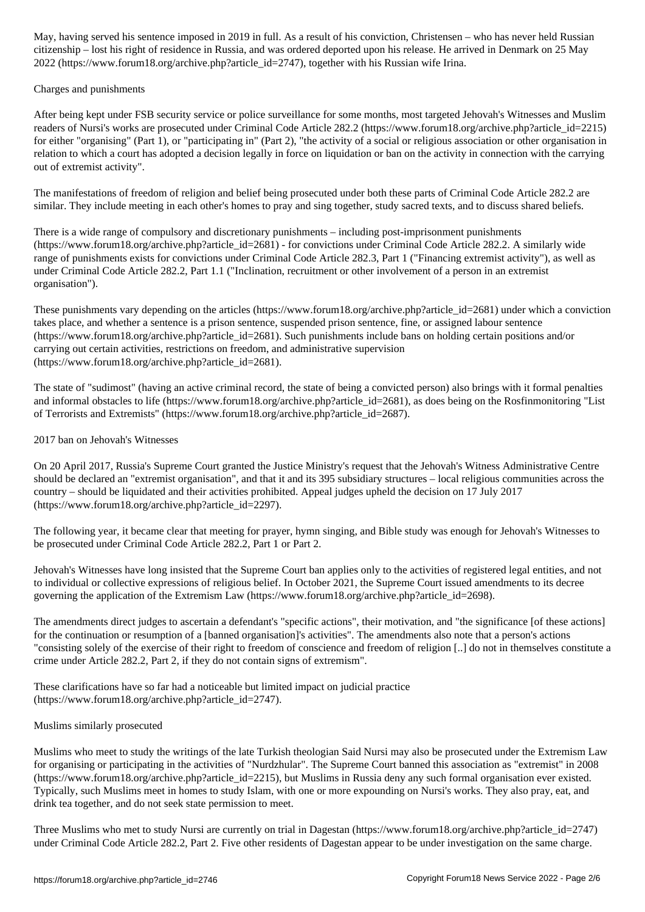May, having served his sentence imposed in 2019 in full. As a result of his conviction, Christensen – who has never held Russian citizenship – lost his right of residence in Russia, and was ordered deported upon his release. He arrived in Denmark on 25 May 2022 (https://www.forum18.org/archive.php?article_id=2747), together with his Russian wife Irina.

## Charges and punishments

After being kept under FSB security service or police surveillance for some months, most targeted Jehovah's Witnesses and Muslim readers of Nursi's works are prosecuted under Criminal Code Article 282.2 (https://www.forum18.org/archive.php?article_id=2215) for either "organising" (Part 1), or "participating in" (Part 2), "the activity of a social or religious association or other organisation in relation to which a court has adopted a decision legally in force on liquidation or ban on the activity in connection with the carrying out of extremist activity".

The manifestations of freedom of religion and belief being prosecuted under both these parts of Criminal Code Article 282.2 are similar. They include meeting in each other's homes to pray and sing together, study sacred texts, and to discuss shared beliefs.

There is a wide range of compulsory and discretionary punishments – including post-imprisonment punishments (https://www.forum18.org/archive.php?article_id=2681) - for convictions under Criminal Code Article 282.2. A similarly wide range of punishments exists for convictions under Criminal Code Article 282.3, Part 1 ("Financing extremist activity"), as well as under Criminal Code Article 282.2, Part 1.1 ("Inclination, recruitment or other involvement of a person in an extremist organisation").

These punishments vary depending on the articles (https://www.forum18.org/archive.php?article_id=2681) under which a conviction takes place, and whether a sentence is a prison sentence, suspended prison sentence, fine, or assigned labour sentence (https://www.forum18.org/archive.php?article_id=2681). Such punishments include bans on holding certain positions and/or carrying out certain activities, restrictions on freedom, and administrative supervision (https://www.forum18.org/archive.php?article_id=2681).

The state of "sudimost" (having an active criminal record, the state of being a convicted person) also brings with it formal penalties and informal obstacles to life (https://www.forum18.org/archive.php?article_id=2681), as does being on the Rosfinmonitoring "List of Terrorists and Extremists" (https://www.forum18.org/archive.php?article_id=2687).

## 2017 ban on Jehovah's Witnesses

On 20 April 2017, Russia's Supreme Court granted the Justice Ministry's request that the Jehovah's Witness Administrative Centre should be declared an "extremist organisation", and that it and its 395 subsidiary structures – local religious communities across the country – should be liquidated and their activities prohibited. Appeal judges upheld the decision on 17 July 2017 (https://www.forum18.org/archive.php?article_id=2297).

The following year, it became clear that meeting for prayer, hymn singing, and Bible study was enough for Jehovah's Witnesses to be prosecuted under Criminal Code Article 282.2, Part 1 or Part 2.

Jehovah's Witnesses have long insisted that the Supreme Court ban applies only to the activities of registered legal entities, and not to individual or collective expressions of religious belief. In October 2021, the Supreme Court issued amendments to its decree governing the application of the Extremism Law (https://www.forum18.org/archive.php?article_id=2698).

The amendments direct judges to ascertain a defendant's "specific actions", their motivation, and "the significance [of these actions] for the continuation or resumption of a [banned organisation]'s activities". The amendments also note that a person's actions "consisting solely of the exercise of their right to freedom of conscience and freedom of religion [..] do not in themselves constitute a crime under Article 282.2, Part 2, if they do not contain signs of extremism".

These clarifications have so far had a noticeable but limited impact on judicial practice (https://www.forum18.org/archive.php?article_id=2747).

## Muslims similarly prosecuted

Muslims who meet to study the writings of the late Turkish theologian Said Nursi may also be prosecuted under the Extremism Law for organising or participating in the activities of "Nurdzhular". The Supreme Court banned this association as "extremist" in 2008 (https://www.forum18.org/archive.php?article_id=2215), but Muslims in Russia deny any such formal organisation ever existed. Typically, such Muslims meet in homes to study Islam, with one or more expounding on Nursi's works. They also pray, eat, and drink tea together, and do not seek state permission to meet.

Three Muslims who met to study Nursi are currently on trial in Dagestan (https://www.forum18.org/archive.php?article_id=2747) under Criminal Code Article 282.2, Part 2. Five other residents of Dagestan appear to be under investigation on the same charge.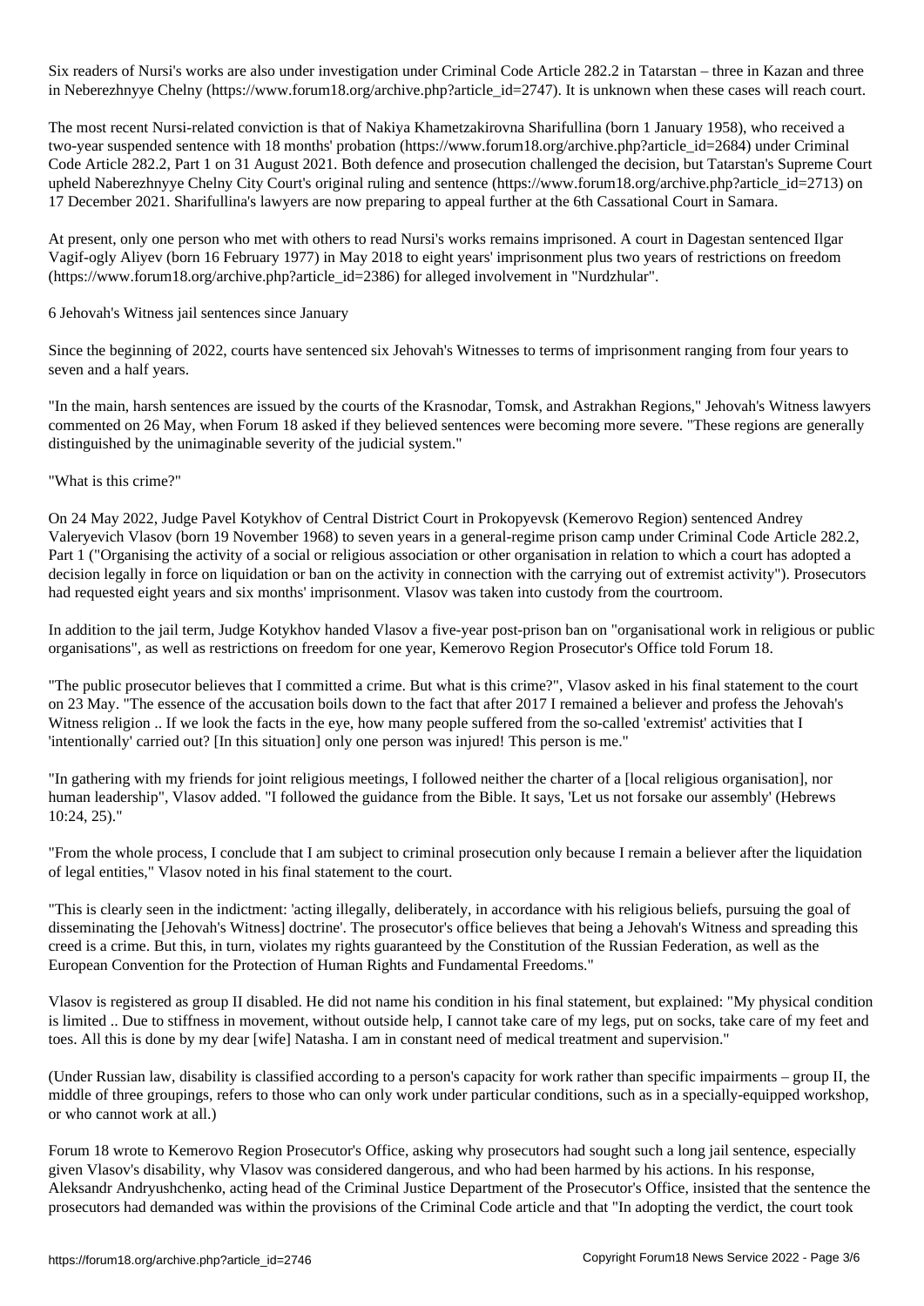Six readers of Nursi's works are also under investigation under Criminal Code Article 282.2 in Tatarstan – three in Kazan and three in Neberezhnyye Chelny (https://www.forum18.org/archive.php?article_id=2747). It is unknown when these cases will reach court.

The most recent Nursi-related conviction is that of Nakiya Khametzakirovna Sharifullina (born 1 January 1958), who received a two-year suspended sentence with 18 months' probation (https://www.forum18.org/archive.php?article_id=2684) under Criminal Code Article 282.2, Part 1 on 31 August 2021. Both defence and prosecution challenged the decision, but Tatarstan's Supreme Court upheld Naberezhnyye Chelny City Court's original ruling and sentence (https://www.forum18.org/archive.php?article_id=2713) on 17 December 2021. Sharifullina's lawyers are now preparing to appeal further at the 6th Cassational Court in Samara.

At present, only one person who met with others to read Nursi's works remains imprisoned. A court in Dagestan sentenced Ilgar Vagif-ogly Aliyev (born 16 February 1977) in May 2018 to eight years' imprisonment plus two years of restrictions on freedom (https://www.forum18.org/archive.php?article_id=2386) for alleged involvement in "Nurdzhular".

## 6 Jehovah's Witness jail sentences since January

Since the beginning of 2022, courts have sentenced six Jehovah's Witnesses to terms of imprisonment ranging from four years to seven and a half years.

"In the main, harsh sentences are issued by the courts of the Krasnodar, Tomsk, and Astrakhan Regions," Jehovah's Witness lawyers commented on 26 May, when Forum 18 asked if they believed sentences were becoming more severe. "These regions are generally distinguished by the unimaginable severity of the judicial system."

## "What is this crime?"

On 24 May 2022, Judge Pavel Kotykhov of Central District Court in Prokopyevsk (Kemerovo Region) sentenced Andrey Valeryevich Vlasov (born 19 November 1968) to seven years in a general-regime prison camp under Criminal Code Article 282.2, Part 1 ("Organising the activity of a social or religious association or other organisation in relation to which a court has adopted a decision legally in force on liquidation or ban on the activity in connection with the carrying out of extremist activity"). Prosecutors had requested eight years and six months' imprisonment. Vlasov was taken into custody from the courtroom.

In addition to the jail term, Judge Kotykhov handed Vlasov a five-year post-prison ban on "organisational work in religious or public organisations", as well as restrictions on freedom for one year, Kemerovo Region Prosecutor's Office told Forum 18.

"The public prosecutor believes that I committed a crime. But what is this crime?", Vlasov asked in his final statement to the court on 23 May. "The essence of the accusation boils down to the fact that after 2017 I remained a believer and profess the Jehovah's Witness religion .. If we look the facts in the eye, how many people suffered from the so-called 'extremist' activities that I 'intentionally' carried out? [In this situation] only one person was injured! This person is me."

"In gathering with my friends for joint religious meetings, I followed neither the charter of a [local religious organisation], nor human leadership", Vlasov added. "I followed the guidance from the Bible. It says, 'Let us not forsake our assembly' (Hebrews 10:24, 25)."

"From the whole process, I conclude that I am subject to criminal prosecution only because I remain a believer after the liquidation of legal entities," Vlasov noted in his final statement to the court.

"This is clearly seen in the indictment: 'acting illegally, deliberately, in accordance with his religious beliefs, pursuing the goal of disseminating the [Jehovah's Witness] doctrine'. The prosecutor's office believes that being a Jehovah's Witness and spreading this creed is a crime. But this, in turn, violates my rights guaranteed by the Constitution of the Russian Federation, as well as the European Convention for the Protection of Human Rights and Fundamental Freedoms."

Vlasov is registered as group II disabled. He did not name his condition in his final statement, but explained: "My physical condition is limited .. Due to stiffness in movement, without outside help, I cannot take care of my legs, put on socks, take care of my feet and toes. All this is done by my dear [wife] Natasha. I am in constant need of medical treatment and supervision."

(Under Russian law, disability is classified according to a person's capacity for work rather than specific impairments – group II, the middle of three groupings, refers to those who can only work under particular conditions, such as in a specially-equipped workshop, or who cannot work at all.)

Forum 18 wrote to Kemerovo Region Prosecutor's Office, asking why prosecutors had sought such a long jail sentence, especially given Vlasov's disability, why Vlasov was considered dangerous, and who had been harmed by his actions. In his response, Aleksandr Andryushchenko, acting head of the Criminal Justice Department of the Prosecutor's Office, insisted that the sentence the prosecutors had demanded was within the provisions of the Criminal Code article and that "In adopting the verdict, the court took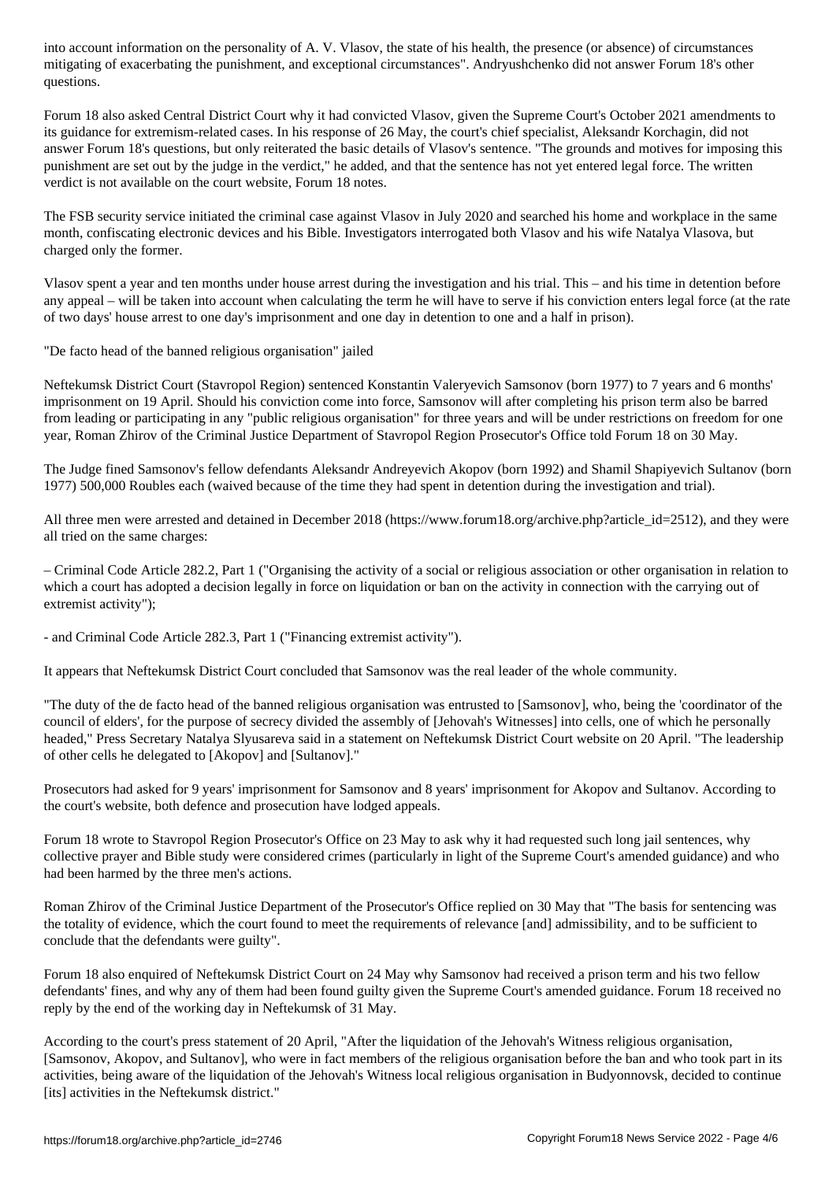into account information on the personality of A. V. Vlasov, the state of his health, the presence (or absence) of circumstances mitigating of exacerbating the punishment, and exceptional circumstances". Andryushchenko did not answer Forum 18's other questions.

Forum 18 also asked Central District Court why it had convicted Vlasov, given the Supreme Court's October 2021 amendments to its guidance for extremism-related cases. In his response of 26 May, the court's chief specialist, Aleksandr Korchagin, did not answer Forum 18's questions, but only reiterated the basic details of Vlasov's sentence. "The grounds and motives for imposing this punishment are set out by the judge in the verdict," he added, and that the sentence has not yet entered legal force. The written verdict is not available on the court website, Forum 18 notes.

The FSB security service initiated the criminal case against Vlasov in July 2020 and searched his home and workplace in the same month, confiscating electronic devices and his Bible. Investigators interrogated both Vlasov and his wife Natalya Vlasova, but charged only the former.

Vlasov spent a year and ten months under house arrest during the investigation and his trial. This – and his time in detention before any appeal – will be taken into account when calculating the term he will have to serve if his conviction enters legal force (at the rate of two days' house arrest to one day's imprisonment and one day in detention to one and a half in prison).

"De facto head of the banned religious organisation" jailed

Neftekumsk District Court (Stavropol Region) sentenced Konstantin Valeryevich Samsonov (born 1977) to 7 years and 6 months' imprisonment on 19 April. Should his conviction come into force, Samsonov will after completing his prison term also be barred from leading or participating in any "public religious organisation" for three years and will be under restrictions on freedom for one year, Roman Zhirov of the Criminal Justice Department of Stavropol Region Prosecutor's Office told Forum 18 on 30 May.

The Judge fined Samsonov's fellow defendants Aleksandr Andreyevich Akopov (born 1992) and Shamil Shapiyevich Sultanov (born 1977) 500,000 Roubles each (waived because of the time they had spent in detention during the investigation and trial).

All three men were arrested and detained in December 2018 (https://www.forum18.org/archive.php?article_id=2512), and they were all tried on the same charges:

– Criminal Code Article 282.2, Part 1 ("Organising the activity of a social or religious association or other organisation in relation to which a court has adopted a decision legally in force on liquidation or ban on the activity in connection with the carrying out of extremist activity");

- and Criminal Code Article 282.3, Part 1 ("Financing extremist activity").

It appears that Neftekumsk District Court concluded that Samsonov was the real leader of the whole community.

"The duty of the de facto head of the banned religious organisation was entrusted to [Samsonov], who, being the 'coordinator of the council of elders', for the purpose of secrecy divided the assembly of [Jehovah's Witnesses] into cells, one of which he personally headed," Press Secretary Natalya Slyusareva said in a statement on Neftekumsk District Court website on 20 April. "The leadership of other cells he delegated to [Akopov] and [Sultanov]."

Prosecutors had asked for 9 years' imprisonment for Samsonov and 8 years' imprisonment for Akopov and Sultanov. According to the court's website, both defence and prosecution have lodged appeals.

Forum 18 wrote to Stavropol Region Prosecutor's Office on 23 May to ask why it had requested such long jail sentences, why collective prayer and Bible study were considered crimes (particularly in light of the Supreme Court's amended guidance) and who had been harmed by the three men's actions.

Roman Zhirov of the Criminal Justice Department of the Prosecutor's Office replied on 30 May that "The basis for sentencing was the totality of evidence, which the court found to meet the requirements of relevance [and] admissibility, and to be sufficient to conclude that the defendants were guilty".

Forum 18 also enquired of Neftekumsk District Court on 24 May why Samsonov had received a prison term and his two fellow defendants' fines, and why any of them had been found guilty given the Supreme Court's amended guidance. Forum 18 received no reply by the end of the working day in Neftekumsk of 31 May.

According to the court's press statement of 20 April, "After the liquidation of the Jehovah's Witness religious organisation, [Samsonov, Akopov, and Sultanov], who were in fact members of the religious organisation before the ban and who took part in its activities, being aware of the liquidation of the Jehovah's Witness local religious organisation in Budyonnovsk, decided to continue [its] activities in the Neftekumsk district."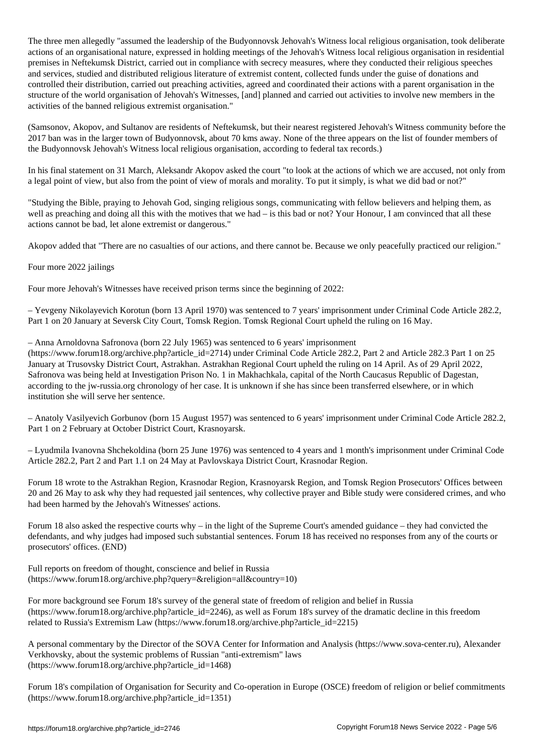The three men allegedly "assumed the leadership of the Budyonnovsk Jehovah's Witness local religious organisation, took deliberate actions of an organisational nature, expressed in holding meetings of the Jehovah's Witness local religious organisation in residential premises in Neftekumsk District, carried out in compliance with secrecy measures, where they conducted their religious speeches and services, studied and distributed religious literature of extremist content, collected funds under the guise of donations and controlled their distribution, carried out preaching activities, agreed and coordinated their actions with a parent organisation in the structure of the world organisation of Jehovah's Witnesses, [and] planned and carried out activities to involve new members in the activities of the banned religious extremist organisation."

(Samsonov, Akopov, and Sultanov are residents of Neftekumsk, but their nearest registered Jehovah's Witness community before the 2017 ban was in the larger town of Budyonnovsk, about 70 kms away. None of the three appears on the list of founder members of the Budyonnovsk Jehovah's Witness local religious organisation, according to federal tax records.)

In his final statement on 31 March, Aleksandr Akopov asked the court "to look at the actions of which we are accused, not only from a legal point of view, but also from the point of view of morals and morality. To put it simply, is what we did bad or not?"

"Studying the Bible, praying to Jehovah God, singing religious songs, communicating with fellow believers and helping them, as well as preaching and doing all this with the motives that we had – is this bad or not? Your Honour, I am convinced that all these actions cannot be bad, let alone extremist or dangerous."

Akopov added that "There are no casualties of our actions, and there cannot be. Because we only peacefully practiced our religion."

## Four more 2022 jailings

Four more Jehovah's Witnesses have received prison terms since the beginning of 2022:

– Yevgeny Nikolayevich Korotun (born 13 April 1970) was sentenced to 7 years' imprisonment under Criminal Code Article 282.2, Part 1 on 20 January at Seversk City Court, Tomsk Region. Tomsk Regional Court upheld the ruling on 16 May.

– Anna Arnoldovna Safronova (born 22 July 1965) was sentenced to 6 years' imprisonment (https://www.forum18.org/archive.php?article_id=2714) under Criminal Code Article 282.2, Part 2 and Article 282.3 Part 1 on 25 January at Trusovsky District Court, Astrakhan. Astrakhan Regional Court upheld the ruling on 14 April. As of 29 April 2022, Safronova was being held at Investigation Prison No. 1 in Makhachkala, capital of the North Caucasus Republic of Dagestan, according to the jw-russia.org chronology of her case. It is unknown if she has since been transferred elsewhere, or in which institution she will serve her sentence.

– Anatoly Vasilyevich Gorbunov (born 15 August 1957) was sentenced to 6 years' imprisonment under Criminal Code Article 282.2, Part 1 on 2 February at October District Court, Krasnoyarsk.

– Lyudmila Ivanovna Shchekoldina (born 25 June 1976) was sentenced to 4 years and 1 month's imprisonment under Criminal Code Article 282.2, Part 2 and Part 1.1 on 24 May at Pavlovskaya District Court, Krasnodar Region.

Forum 18 wrote to the Astrakhan Region, Krasnodar Region, Krasnoyarsk Region, and Tomsk Region Prosecutors' Offices between 20 and 26 May to ask why they had requested jail sentences, why collective prayer and Bible study were considered crimes, and who had been harmed by the Jehovah's Witnesses' actions.

Forum 18 also asked the respective courts why – in the light of the Supreme Court's amended guidance – they had convicted the defendants, and why judges had imposed such substantial sentences. Forum 18 has received no responses from any of the courts or prosecutors' offices. (END)

Full reports on freedom of thought, conscience and belief in Russia (https://www.forum18.org/archive.php?query=&religion=all&country=10)

For more background see Forum 18's survey of the general state of freedom of religion and belief in Russia (https://www.forum18.org/archive.php?article_id=2246), as well as Forum 18's survey of the dramatic decline in this freedom related to Russia's Extremism Law (https://www.forum18.org/archive.php?article_id=2215)

A personal commentary by the Director of the SOVA Center for Information and Analysis (https://www.sova-center.ru), Alexander Verkhovsky, about the systemic problems of Russian "anti-extremism" laws (https://www.forum18.org/archive.php?article_id=1468)

Forum 18's compilation of Organisation for Security and Co-operation in Europe (OSCE) freedom of religion or belief commitments (https://www.forum18.org/archive.php?article_id=1351)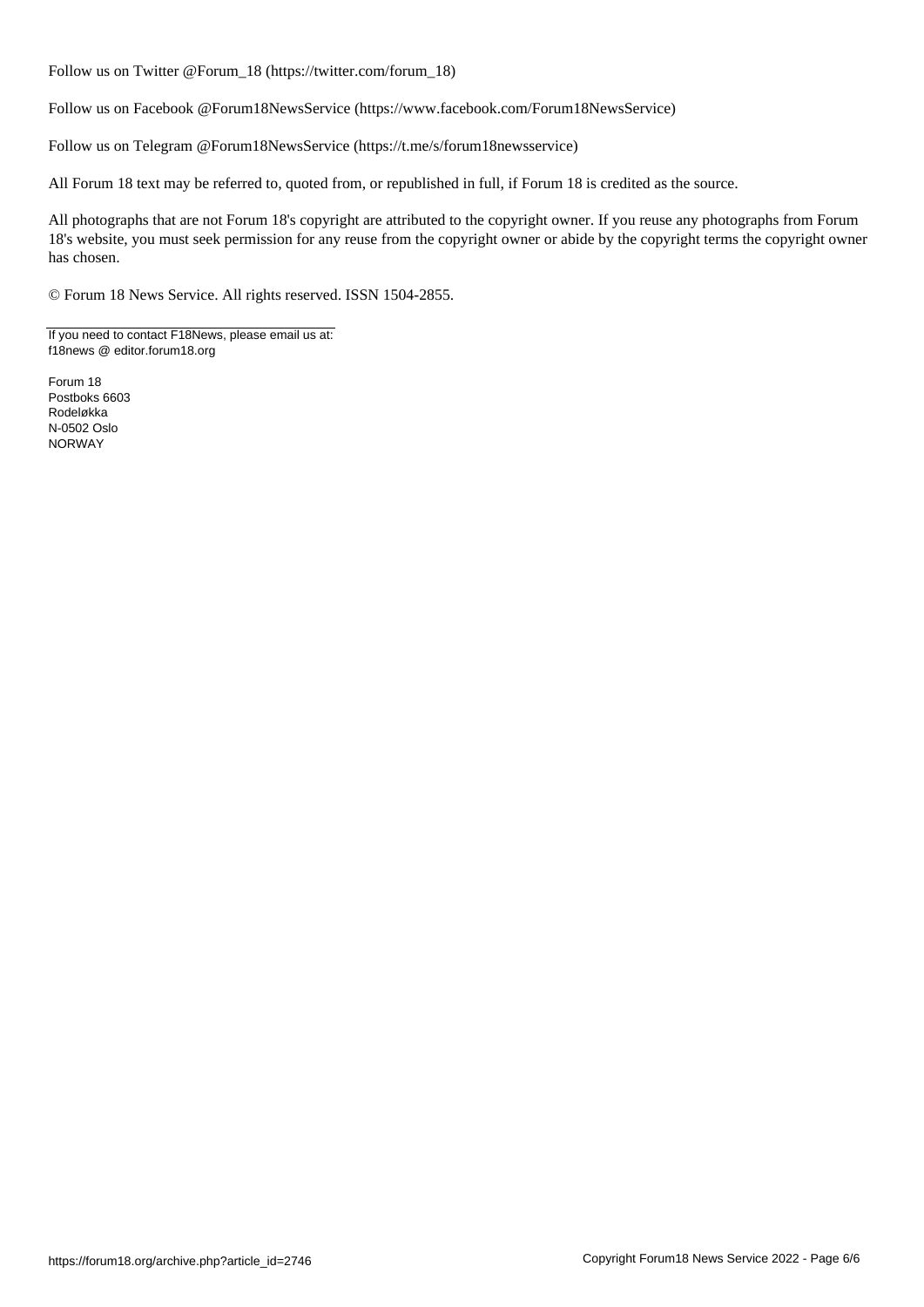Follow us on Twitter @Forum_18 (https://twitter.com/forum_18)

Follow us on Facebook @Forum18NewsService (https://www.facebook.com/Forum18NewsService)

Follow us on Telegram @Forum18NewsService (https://t.me/s/forum18newsservice)

All Forum 18 text may be referred to, quoted from, or republished in full, if Forum 18 is credited as the source.

All photographs that are not Forum 18's copyright are attributed to the copyright owner. If you reuse any photographs from Forum 18's website, you must seek permission for any reuse from the copyright owner or abide by the copyright terms the copyright owner has chosen.

© Forum 18 News Service. All rights reserved. ISSN 1504-2855.

---

If you need to contact F18News, please email us at:
f18news @ editor.forum18.org

Forum 18
Postboks 6603
Rodeløkka
N-0502 Oslo
NORWAY